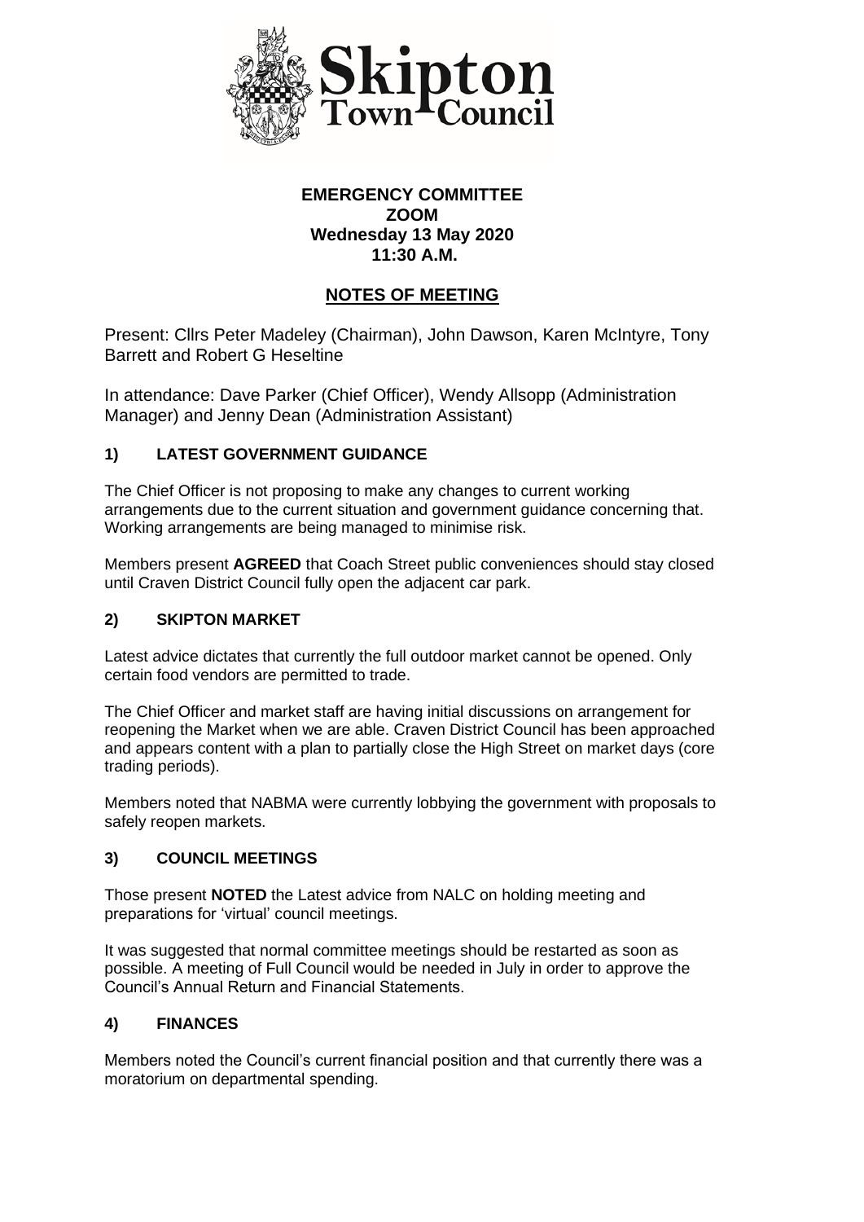**Skipton Town Council**

# EMERGENCY COMMITTEE
## ZOOM
## Wednesday 13 May 2020
## 11:30 A.M.

## NOTES OF MEETING

Present: Cllrs Peter Madeley (Chairman), John Dawson, Karen McIntyre, Tony Barrett and Robert G Heseltine

In attendance: Dave Parker (Chief Officer), Wendy Allsopp (Administration Manager) and Jenny Dean (Administration Assistant)

### 1) LATEST GOVERNMENT GUIDANCE

The Chief Officer is not proposing to make any changes to current working arrangements due to the current situation and government guidance concerning that. Working arrangements are being managed to minimise risk.

Members present **AGREED** that Coach Street public conveniences should stay closed until Craven District Council fully open the adjacent car park.

### 2) SKIPTON MARKET

Latest advice dictates that currently the full outdoor market cannot be opened. Only certain food vendors are permitted to trade.

The Chief Officer and market staff are having initial discussions on arrangement for reopening the Market when we are able. Craven District Council has been approached and appears content with a plan to partially close the High Street on market days (core trading periods).

Members noted that NABMA were currently lobbying the government with proposals to safely reopen markets.

### 3) COUNCIL MEETINGS

Those present **NOTED** the Latest advice from NALC on holding meeting and preparations for 'virtual' council meetings.

It was suggested that normal committee meetings should be restarted as soon as possible. A meeting of Full Council would be needed in July in order to approve the Council's Annual Return and Financial Statements.

### 4) FINANCES

Members noted the Council's current financial position and that currently there was a moratorium on departmental spending.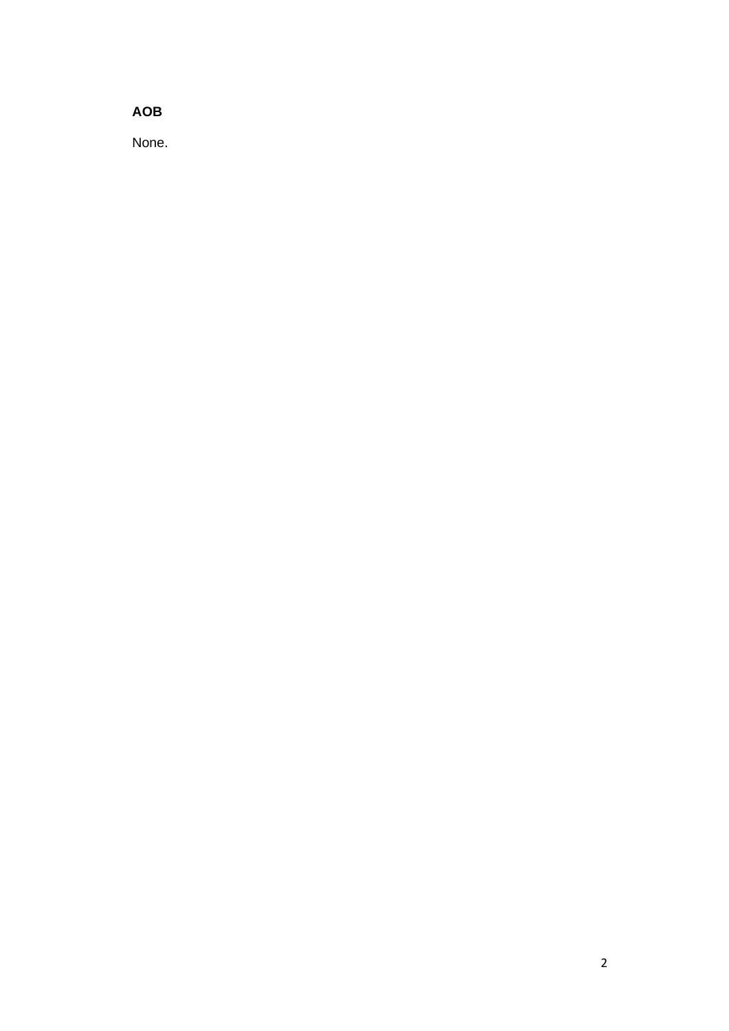**AOB**

None.